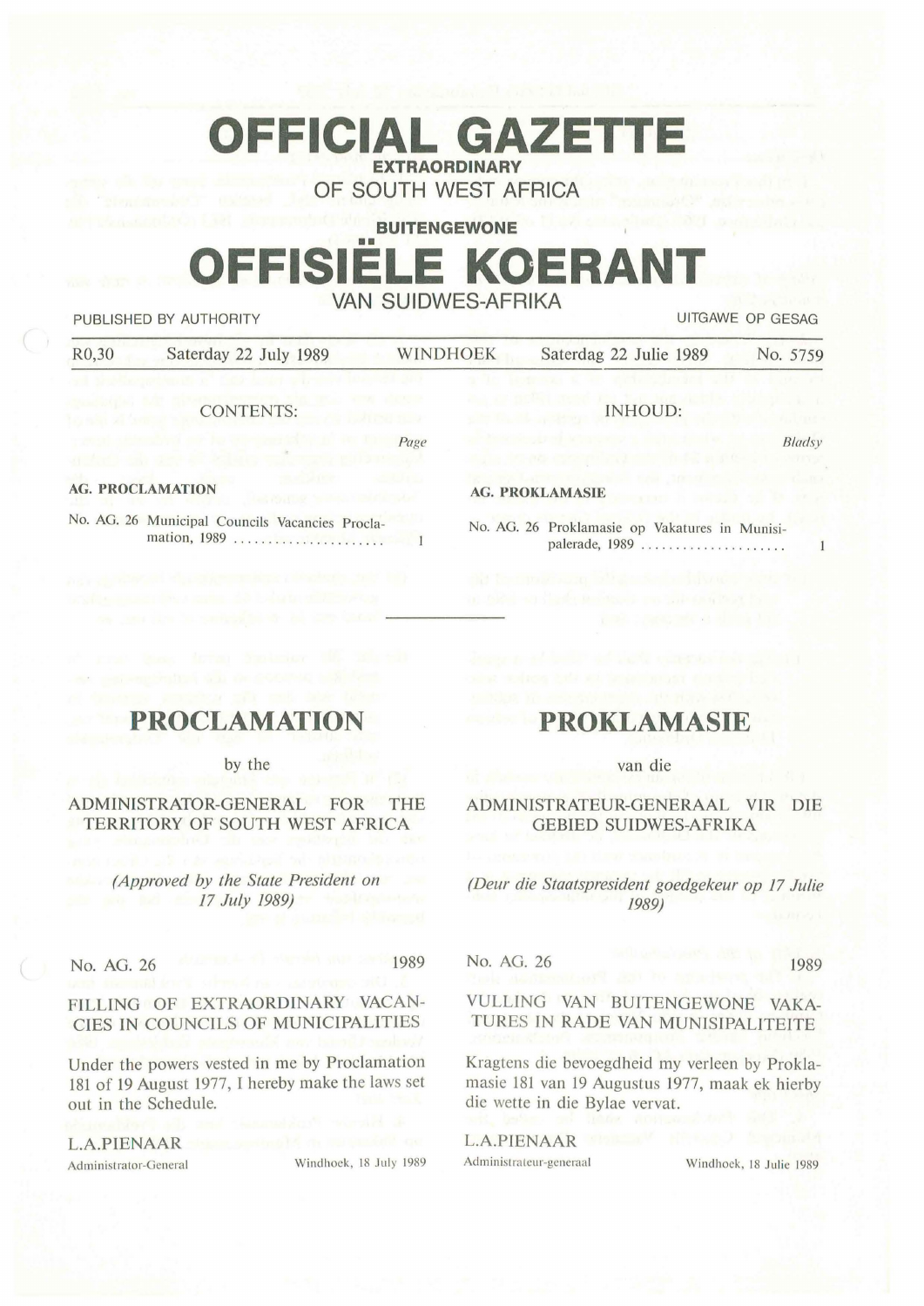# OFFICIAL GAZETTE

**EXTRAORDINARY**

OF SOUTH WEST AFRICA

**BUITENGEWONE**

# OFFISIËLE KOERANT

VAN SUIDWES-AFRIKA

PUBLISHED BY AUTHORITY — UITGAWE OP GESAG

R0,30 — Saterday 22 July 1989 — WINDHOEK — Saterdag 22 Julie 1989 — No. 5759

CONTENTS:

*Page*

**AG. PROCLAMATION**

No. AG. 26 Municipal Councils Vacancies Proclamation, 1989 ..................... 1

INHOUD:

*Bladsy*

**AG. PROKLAMASIE**

No. AG. 26 Proklamasie op Vakatures in Munisipalerade, 1989 ..................... 1

---

## PROCLAMATION

by the

ADMINISTRATOR-GENERAL FOR THE TERRITORY OF SOUTH WEST AFRICA

*(Approved by the State President on 17 July 1989)*

No. AG. 26 — 1989

FILLING OF EXTRAORDINARY VACANCIES IN COUNCILS OF MUNICIPALITIES

Under the powers vested in me by Proclamation 181 of 19 August 1977, I hereby make the laws set out in the Schedule.

L.A.PIENAAR
Administrator-General — Windhoek, 18 July 1989

## PROKLAMASIE

van die

ADMINISTRATEUR-GENERAAL VIR DIE GEBIED SUIDWES-AFRIKA

*(Deur die Staatspresident goedgekeur op 17 Julie 1989)*

No. AG. 26 — 1989

VULLING VAN BUITENGEWONE VAKATURES IN RADE VAN MUNISIPALITEITE

Kragtens die bevoegdheid my verleen by Proklamasie 181 van 19 Augustus 1977, maak ek hierby die wette in die Bylae vervat.

L.A.PIENAAR
Administrateur-generaal — Windhoek, 18 Julie 1989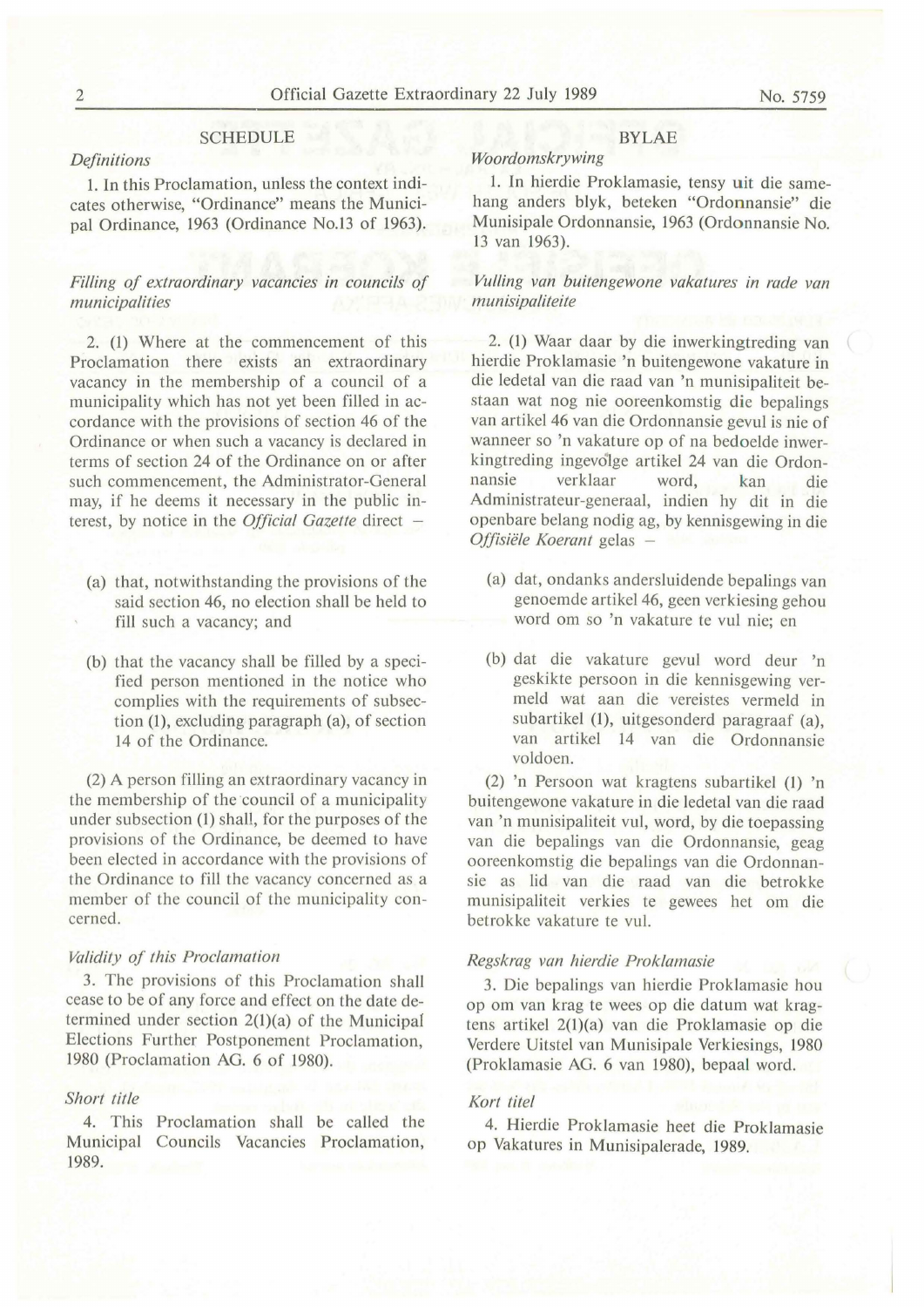## SCHEDULE

*Definitions*

1. In this Proclamation, unless the context indicates otherwise, "Ordinance" means the Municipal Ordinance, 1963 (Ordinance No.13 of 1963).

*Filling of extraordinary vacancies in councils of municipalities*

2. (1) Where at the commencement of this Proclamation there exists an extraordinary vacancy in the membership of a council of a municipality which has not yet been filled in accordance with the provisions of section 46 of the Ordinance or when such a vacancy is declared in terms of section 24 of the Ordinance on or after such commencement, the Administrator-General may, if he deems it necessary in the public interest, by notice in the *Official Gazette* direct –

(a) that, notwithstanding the provisions of the said section 46, no election shall be held to fill such a vacancy; and

(b) that the vacancy shall be filled by a specified person mentioned in the notice who complies with the requirements of subsection (1), excluding paragraph (a), of section 14 of the Ordinance.

(2) A person filling an extraordinary vacancy in the membership of the council of a municipality under subsection (1) shall, for the purposes of the provisions of the Ordinance, be deemed to have been elected in accordance with the provisions of the Ordinance to fill the vacancy concerned as a member of the council of the municipality concerned.

*Validity of this Proclamation*

3. The provisions of this Proclamation shall cease to be of any force and effect on the date determined under section 2(1)(a) of the Municipal Elections Further Postponement Proclamation, 1980 (Proclamation AG. 6 of 1980).

*Short title*

4. This Proclamation shall be called the Municipal Councils Vacancies Proclamation, 1989.

## BYLAE

*Woordomskrywing*

1. In hierdie Proklamasie, tensy uit die samehang anders blyk, beteken "Ordonnansie" die Munisipale Ordonnansie, 1963 (Ordonnansie No. 13 van 1963).

*Vulling van buitengewone vakatures in rade van munisipaliteite*

2. (1) Waar daar by die inwerkingtreding van hierdie Proklamasie 'n buitengewone vakature in die ledetal van die raad van 'n munisipaliteit bestaan wat nog nie ooreenkomstig die bepalings van artikel 46 van die Ordonnansie gevul is nie of wanneer so 'n vakature op of na bedoelde inwerkingtreding ingevolge artikel 24 van die Ordonnansie verklaar word, kan die Administrateur-generaal, indien hy dit in die openbare belang nodig ag, by kennisgewing in die *Offisiële Koerant* gelas –

(a) dat, ondanks andersluidende bepalings van genoemde artikel 46, geen verkiesing gehou word om so 'n vakature te vul nie; en

(b) dat die vakature gevul word deur 'n geskikte persoon in die kennisgewing vermeld wat aan die vereistes vermeld in subartikel (1), uitgesonderd paragraaf (a), van artikel 14 van die Ordonnansie voldoen.

(2) 'n Persoon wat kragtens subartikel (1) 'n buitengewone vakature in die ledetal van die raad van 'n munisipaliteit vul, word, by die toepassing van die bepalings van die Ordonnansie, geag ooreenkomstig die bepalings van die Ordonnansie as lid van die raad van die betrokke munisipaliteit verkies te gewees het om die betrokke vakature te vul.

*Regskrag van hierdie Proklamasie*

3. Die bepalings van hierdie Proklamasie hou op om van krag te wees op die datum wat kragtens artikel 2(1)(a) van die Proklamasie op die Verdere Uitstel van Munisipale Verkiesings, 1980 (Proklamasie AG. 6 van 1980), bepaal word.

*Kort titel*

4. Hierdie Proklamasie heet die Proklamasie op Vakatures in Munisipalerade, 1989.